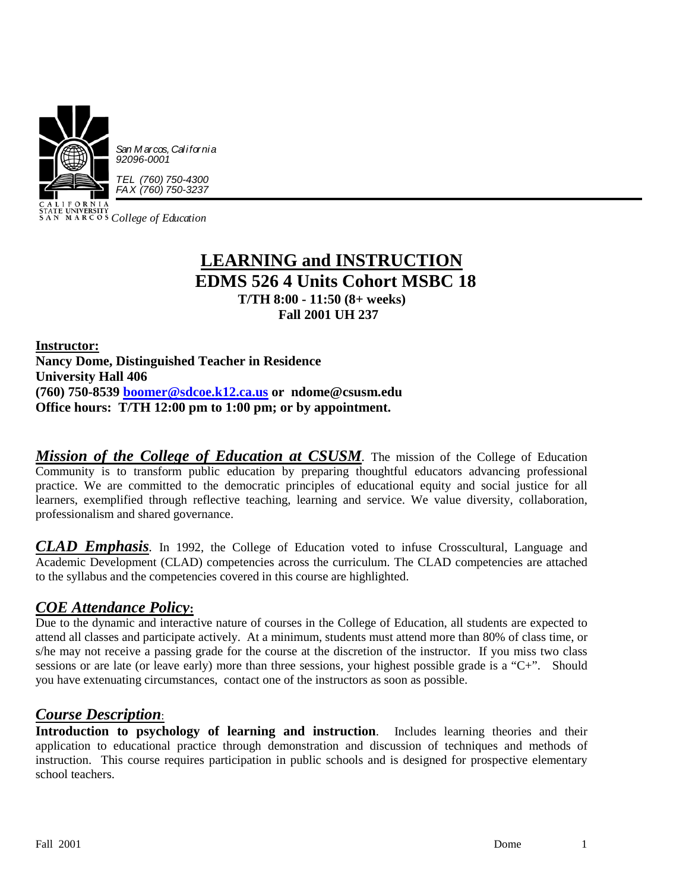San Marcos, California
92096-0001

TEL (760) 750-4300
FAX (760) 750-3237

CALIFORNIA STATE UNIVERSITY SAN MARCOS *College of Education*

# LEARNING and INSTRUCTION

## EDMS 526 4 Units Cohort MSBC 18

**T/TH 8:00 - 11:50 (8+ weeks)**
**Fall 2001 UH 237**

**Instructor:**
**Nancy Dome, Distinguished Teacher in Residence**
**University Hall 406**
**(760) 750-8539 boomer@sdcoe.k12.ca.us or ndome@csusm.edu**
**Office hours: T/TH 12:00 pm to 1:00 pm; or by appointment.**

***Mission of the College of Education at CSUSM***. The mission of the College of Education Community is to transform public education by preparing thoughtful educators advancing professional practice. We are committed to the democratic principles of educational equity and social justice for all learners, exemplified through reflective teaching, learning and service. We value diversity, collaboration, professionalism and shared governance.

***CLAD Emphasis***. In 1992, the College of Education voted to infuse Crosscultural, Language and Academic Development (CLAD) competencies across the curriculum. The CLAD competencies are attached to the syllabus and the competencies covered in this course are highlighted.

## *COE Attendance Policy*:

Due to the dynamic and interactive nature of courses in the College of Education, all students are expected to attend all classes and participate actively. At a minimum, students must attend more than 80% of class time, or s/he may not receive a passing grade for the course at the discretion of the instructor. If you miss two class sessions or are late (or leave early) more than three sessions, your highest possible grade is a "C+". Should you have extenuating circumstances, contact one of the instructors as soon as possible.

## *Course Description*:

**Introduction to psychology of learning and instruction**. Includes learning theories and their application to educational practice through demonstration and discussion of techniques and methods of instruction. This course requires participation in public schools and is designed for prospective elementary school teachers.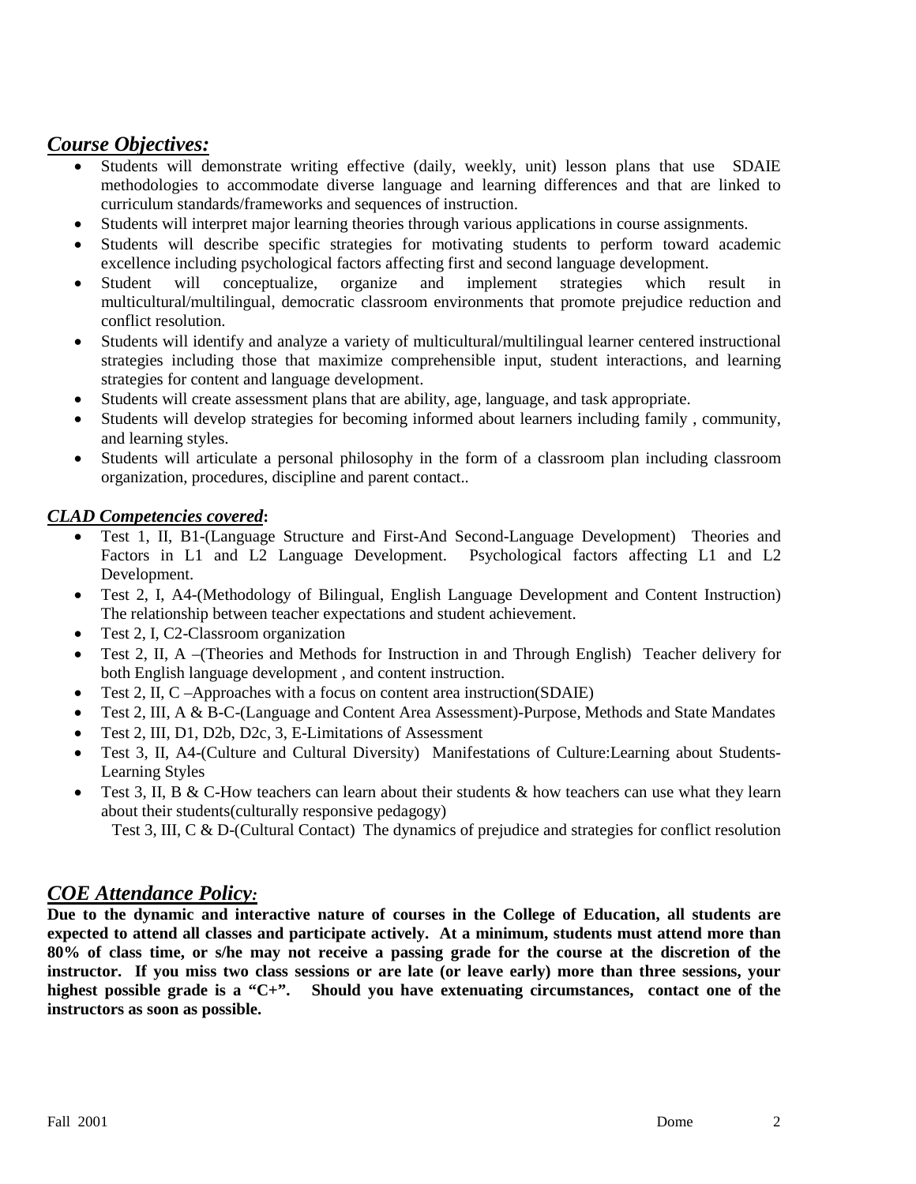## ***Course Objectives:***

- Students will demonstrate writing effective (daily, weekly, unit) lesson plans that use SDAIE methodologies to accommodate diverse language and learning differences and that are linked to curriculum standards/frameworks and sequences of instruction.
- Students will interpret major learning theories through various applications in course assignments.
- Students will describe specific strategies for motivating students to perform toward academic excellence including psychological factors affecting first and second language development.
- Student will conceptualize, organize and implement strategies which result in multicultural/multilingual, democratic classroom environments that promote prejudice reduction and conflict resolution.
- Students will identify and analyze a variety of multicultural/multilingual learner centered instructional strategies including those that maximize comprehensible input, student interactions, and learning strategies for content and language development.
- Students will create assessment plans that are ability, age, language, and task appropriate.
- Students will develop strategies for becoming informed about learners including family , community, and learning styles.
- Students will articulate a personal philosophy in the form of a classroom plan including classroom organization, procedures, discipline and parent contact..

### ***CLAD Competencies covered*:**

- Test 1, II, B1-(Language Structure and First-And Second-Language Development) Theories and Factors in L1 and L2 Language Development. Psychological factors affecting L1 and L2 Development.
- Test 2, I, A4-(Methodology of Bilingual, English Language Development and Content Instruction) The relationship between teacher expectations and student achievement.
- Test 2, I, C2-Classroom organization
- Test 2, II, A –(Theories and Methods for Instruction in and Through English) Teacher delivery for both English language development , and content instruction.
- Test 2, II, C –Approaches with a focus on content area instruction(SDAIE)
- Test 2, III, A & B-C-(Language and Content Area Assessment)-Purpose, Methods and State Mandates
- Test 2, III, D1, D2b, D2c, 3, E-Limitations of Assessment
- Test 3, II, A4-(Culture and Cultural Diversity) Manifestations of Culture:Learning about Students-Learning Styles
- Test 3, II, B & C-How teachers can learn about their students & how teachers can use what they learn about their students(culturally responsive pedagogy)

  Test 3, III, C & D-(Cultural Contact) The dynamics of prejudice and strategies for conflict resolution

## ***COE Attendance Policy:***

**Due to the dynamic and interactive nature of courses in the College of Education, all students are expected to attend all classes and participate actively. At a minimum, students must attend more than 80% of class time, or s/he may not receive a passing grade for the course at the discretion of the instructor. If you miss two class sessions or are late (or leave early) more than three sessions, your highest possible grade is a "C+". Should you have extenuating circumstances, contact one of the instructors as soon as possible.**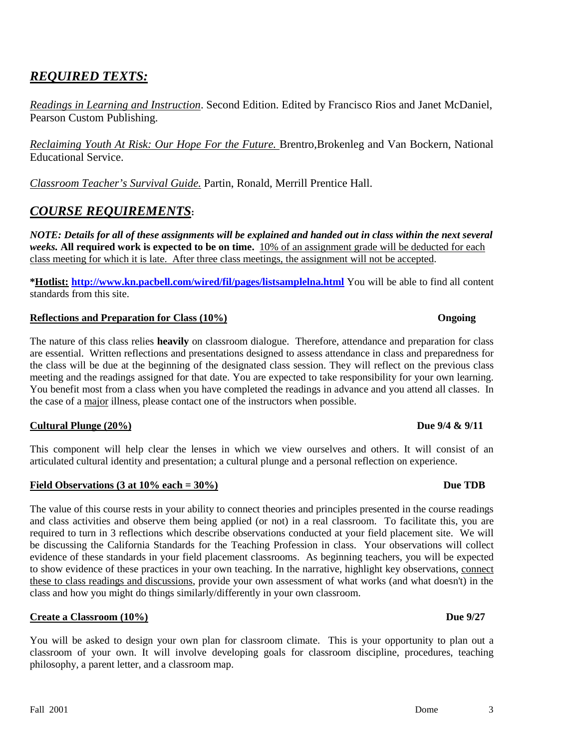## *REQUIRED TEXTS:*

*Readings in Learning and Instruction*. Second Edition. Edited by Francisco Rios and Janet McDaniel, Pearson Custom Publishing.

*Reclaiming Youth At Risk: Our Hope For the Future.* Brentro,Brokenleg and Van Bockern, National Educational Service.

*Classroom Teacher's Survival Guide.* Partin, Ronald, Merrill Prentice Hall.

## *COURSE REQUIREMENTS*:

***NOTE: Details for all of these assignments will be explained and handed out in class within the next several weeks.*** **All required work is expected to be on time.** 10% of an assignment grade will be deducted for each class meeting for which it is late. After three class meetings, the assignment will not be accepted.

**\*Hotlist: http://www.kn.pacbell.com/wired/fil/pages/listsamplelna.html** You will be able to find all content standards from this site.

**Reflections and Preparation for Class (10%)** **Ongoing**

The nature of this class relies **heavily** on classroom dialogue. Therefore, attendance and preparation for class are essential. Written reflections and presentations designed to assess attendance in class and preparedness for the class will be due at the beginning of the designated class session. They will reflect on the previous class meeting and the readings assigned for that date. You are expected to take responsibility for your own learning. You benefit most from a class when you have completed the readings in advance and you attend all classes. In the case of a major illness, please contact one of the instructors when possible.

**Cultural Plunge (20%)** **Due 9/4 & 9/11**

This component will help clear the lenses in which we view ourselves and others. It will consist of an articulated cultural identity and presentation; a cultural plunge and a personal reflection on experience.

**Field Observations (3 at 10% each = 30%)** **Due TDB**

The value of this course rests in your ability to connect theories and principles presented in the course readings and class activities and observe them being applied (or not) in a real classroom. To facilitate this, you are required to turn in 3 reflections which describe observations conducted at your field placement site. We will be discussing the California Standards for the Teaching Profession in class. Your observations will collect evidence of these standards in your field placement classrooms. As beginning teachers, you will be expected to show evidence of these practices in your own teaching. In the narrative, highlight key observations, connect these to class readings and discussions, provide your own assessment of what works (and what doesn't) in the class and how you might do things similarly/differently in your own classroom.

**Create a Classroom (10%)** **Due 9/27**

You will be asked to design your own plan for classroom climate. This is your opportunity to plan out a classroom of your own. It will involve developing goals for classroom discipline, procedures, teaching philosophy, a parent letter, and a classroom map.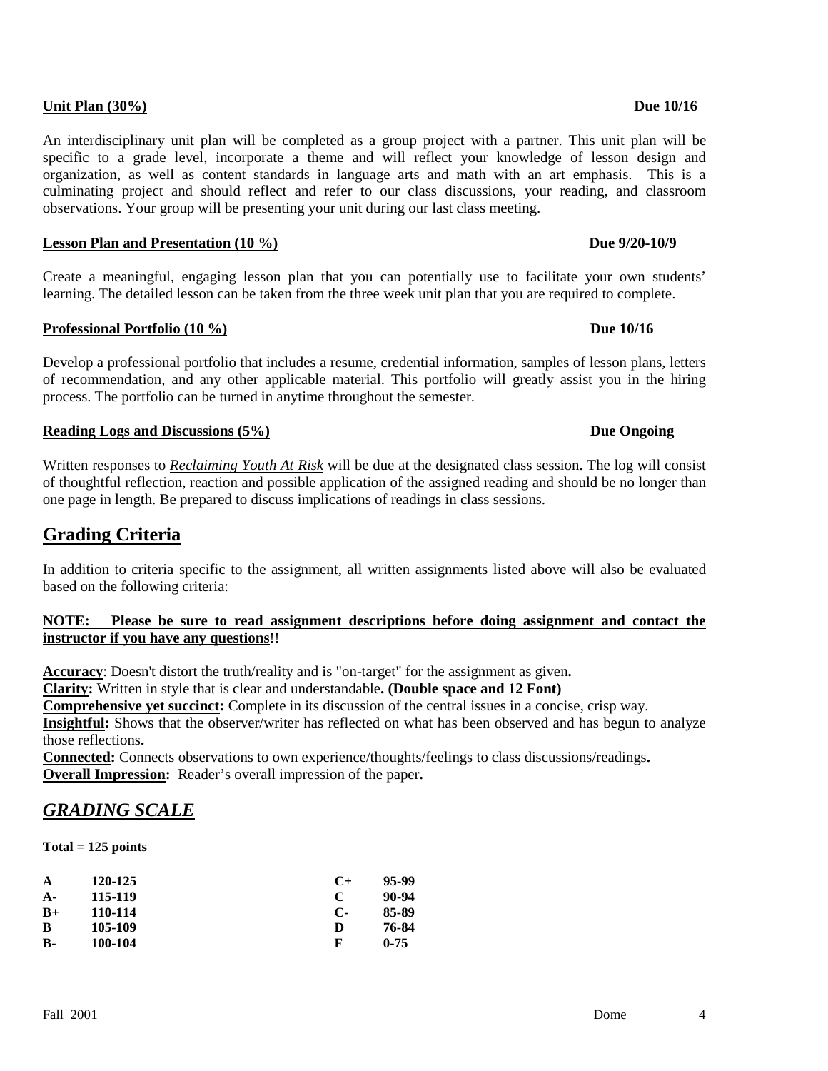**Unit Plan (30%)** **Due 10/16**

An interdisciplinary unit plan will be completed as a group project with a partner. This unit plan will be specific to a grade level, incorporate a theme and will reflect your knowledge of lesson design and organization, as well as content standards in language arts and math with an art emphasis. This is a culminating project and should reflect and refer to our class discussions, your reading, and classroom observations. Your group will be presenting your unit during our last class meeting.

**Lesson Plan and Presentation (10 %)** **Due 9/20-10/9**

Create a meaningful, engaging lesson plan that you can potentially use to facilitate your own students' learning. The detailed lesson can be taken from the three week unit plan that you are required to complete.

**Professional Portfolio (10 %)** **Due 10/16**

Develop a professional portfolio that includes a resume, credential information, samples of lesson plans, letters of recommendation, and any other applicable material. This portfolio will greatly assist you in the hiring process. The portfolio can be turned in anytime throughout the semester.

**Reading Logs and Discussions (5%)** **Due Ongoing**

Written responses to *Reclaiming Youth At Risk* will be due at the designated class session. The log will consist of thoughtful reflection, reaction and possible application of the assigned reading and should be no longer than one page in length. Be prepared to discuss implications of readings in class sessions.

## Grading Criteria

In addition to criteria specific to the assignment, all written assignments listed above will also be evaluated based on the following criteria:

**NOTE: Please be sure to read assignment descriptions before doing assignment and contact the instructor if you have any questions**!!

**Accuracy**: Doesn't distort the truth/reality and is "on-target" for the assignment as given**.**
**Clarity:** Written in style that is clear and understandable**. (Double space and 12 Font)**
**Comprehensive yet succinct:** Complete in its discussion of the central issues in a concise, crisp way.
**Insightful:** Shows that the observer/writer has reflected on what has been observed and has begun to analyze those reflections**.**
**Connected:** Connects observations to own experience/thoughts/feelings to class discussions/readings**.**
**Overall Impression:** Reader's overall impression of the paper**.**

## *GRADING SCALE*

**Total = 125 points**

| | | | |
|---|---|---|---|
| **A** | **120-125** | **C+** | **95-99** |
| **A-** | **115-119** | **C** | **90-94** |
| **B+** | **110-114** | **C-** | **85-89** |
| **B** | **105-109** | **D** | **76-84** |
| **B-** | **100-104** | **F** | **0-75** |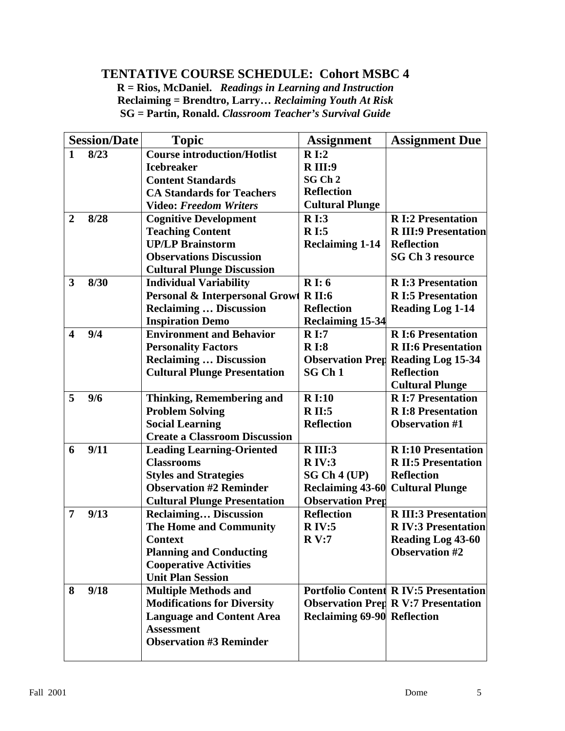## TENTATIVE COURSE SCHEDULE: Cohort MSBC 4

**R = Rios, McDaniel.** ***Readings in Learning and Instruction***
**Reclaiming = Brendtro, Larry…** ***Reclaiming Youth At Risk***
**SG = Partin, Ronald.** ***Classroom Teacher's Survival Guide***

| Session/Date | Topic | Assignment | Assignment Due |
|---|---|---|---|
| **1 8/23** | **Course introduction/Hotlist**<br>**Icebreaker**<br>**Content Standards**<br>**CA Standards for Teachers**<br>**Video: *Freedom Writers*** | **R I:2**<br>**R III:9**<br>**SG Ch 2**<br>**Reflection**<br>**Cultural Plunge** | |
| **2 8/28** | **Cognitive Development**<br>**Teaching Content**<br>**UP/LP Brainstorm**<br>**Observations Discussion**<br>**Cultural Plunge Discussion** | **R I:3**<br>**R I:5**<br>**Reclaiming 1-14** | **R I:2 Presentation**<br>**R III:9 Presentation**<br>**Reflection**<br>**SG Ch 3 resource** |
| **3 8/30** | **Individual Variability**<br>**Personal & Interpersonal Growt**<br>**Reclaiming … Discussion**<br>**Inspiration Demo** | **R I: 6**<br>**R II:6**<br>**Reflection**<br>**Reclaiming 15-34** | **R I:3 Presentation**<br>**R I:5 Presentation**<br>**Reading Log 1-14** |
| **4 9/4** | **Environment and Behavior**<br>**Personality Factors**<br>**Reclaiming … Discussion**<br>**Cultural Plunge Presentation** | **R I:7**<br>**R I:8**<br>**Observation Prep**<br>**SG Ch 1** | **R I:6 Presentation**<br>**R II:6 Presentation**<br>**Reading Log 15-34**<br>**Reflection**<br>**Cultural Plunge** |
| **5 9/6** | **Thinking, Remembering and Problem Solving**<br>**Social Learning**<br>**Create a Classroom Discussion** | **R I:10**<br>**R II:5**<br>**Reflection** | **R I:7 Presentation**<br>**R I:8 Presentation**<br>**Observation #1** |
| **6 9/11** | **Leading Learning-Oriented Classrooms**<br>**Styles and Strategies**<br>**Observation #2 Reminder**<br>**Cultural Plunge Presentation** | **R III:3**<br>**R IV:3**<br>**SG Ch 4 (UP)**<br>**Reclaiming 43-60**<br>**Observation Prep** | **R I:10 Presentation**<br>**R II:5 Presentation**<br>**Reflection**<br>**Cultural Plunge** |
| **7 9/13** | **Reclaiming… Discussion**<br>**The Home and Community Context**<br>**Planning and Conducting Cooperative Activities**<br>**Unit Plan Session** | **Reflection**<br>**R IV:5**<br>**R V:7** | **R III:3 Presentation**<br>**R IV:3 Presentation**<br>**Reading Log 43-60**<br>**Observation #2** |
| **8 9/18** | **Multiple Methods and Modifications for Diversity**<br>**Language and Content Area Assessment**<br>**Observation #3 Reminder** | **Portfolio Content**<br>**Observation Prep**<br>**Reclaiming 69-90** | **R IV:5 Presentation**<br>**R V:7 Presentation**<br>**Reflection** |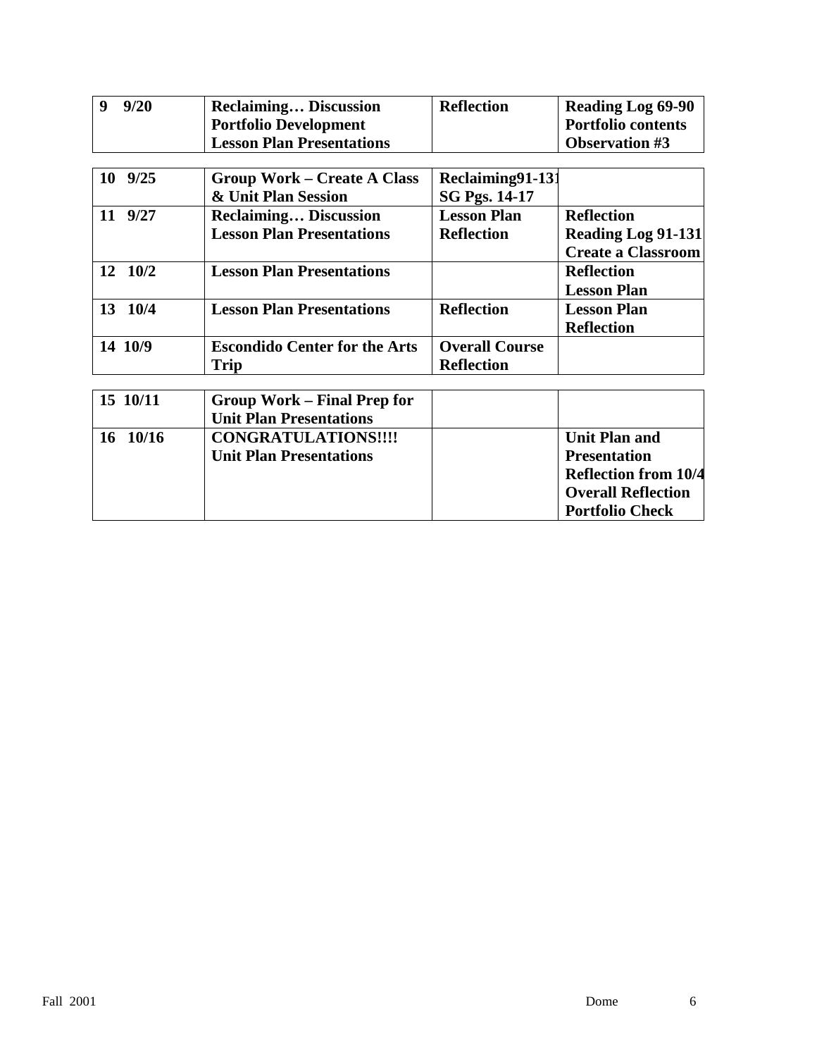| | | | |
|---|---|---|---|
| **9 9/20** | **Reclaiming… Discussion Portfolio Development Lesson Plan Presentations** | **Reflection** | **Reading Log 69-90 Portfolio contents Observation #3** |
| **10 9/25** | **Group Work – Create A Class & Unit Plan Session** | **Reclaiming91-131 SG Pgs. 14-17** | |
| **11 9/27** | **Reclaiming… Discussion Lesson Plan Presentations** | **Lesson Plan Reflection** | **Reflection Reading Log 91-131 Create a Classroom** |
| **12 10/2** | **Lesson Plan Presentations** | | **Reflection Lesson Plan** |
| **13 10/4** | **Lesson Plan Presentations** | **Reflection** | **Lesson Plan Reflection** |
| **14 10/9** | **Escondido Center for the Arts Trip** | **Overall Course Reflection** | |
| **15 10/11** | **Group Work – Final Prep for Unit Plan Presentations** | | |
| **16 10/16** | **CONGRATULATIONS!!!! Unit Plan Presentations** | | **Unit Plan and Presentation Reflection from 10/4 Overall Reflection Portfolio Check** |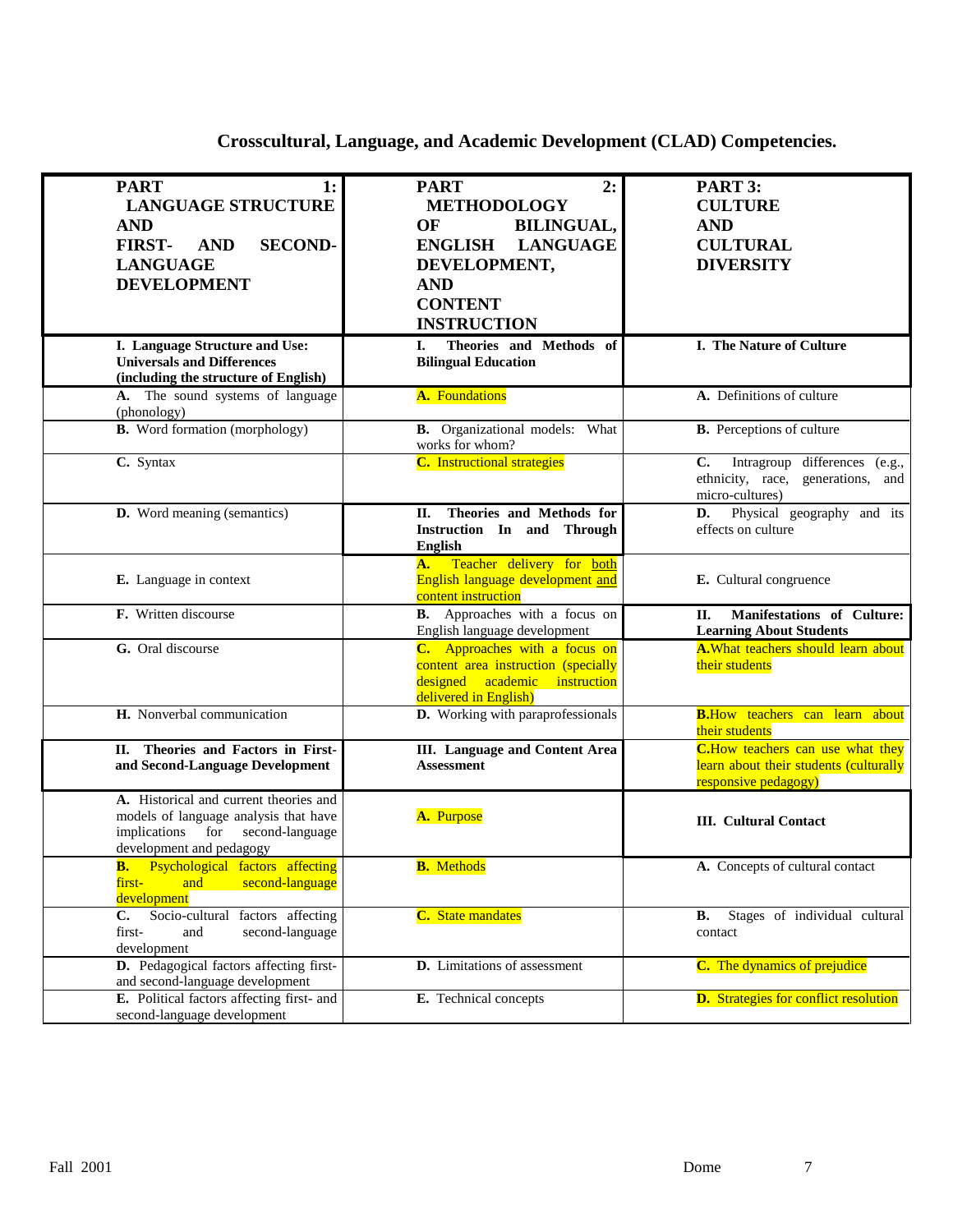# Crosscultural, Language, and Academic Development (CLAD) Competencies.

| PART 1: LANGUAGE STRUCTURE AND FIRST- AND SECOND-LANGUAGE DEVELOPMENT | PART 2: METHODOLOGY OF BILINGUAL, ENGLISH LANGUAGE DEVELOPMENT, AND CONTENT INSTRUCTION | PART 3: CULTURE AND CULTURAL DIVERSITY |
|---|---|---|
| **I. Language Structure and Use: Universals and Differences (including the structure of English)** | **I. Theories and Methods of Bilingual Education** | **I. The Nature of Culture** |
| **A.** The sound systems of language (phonology) | **A.** Foundations | **A.** Definitions of culture |
| **B.** Word formation (morphology) | **B.** Organizational models: What works for whom? | **B.** Perceptions of culture |
| **C.** Syntax | **C.** Instructional strategies | **C.** Intragroup differences (e.g., ethnicity, race, generations, and micro-cultures) |
| **D.** Word meaning (semantics) | **II. Theories and Methods for Instruction In and Through English** | **D.** Physical geography and its effects on culture |
| **E.** Language in context | **A.** Teacher delivery for both English language development and content instruction | **E.** Cultural congruence |
| **F.** Written discourse | **B.** Approaches with a focus on English language development | **II. Manifestations of Culture: Learning About Students** |
| **G.** Oral discourse | **C.** Approaches with a focus on content area instruction (specially designed academic instruction delivered in English) | **A.** What teachers should learn about their students |
| **H.** Nonverbal communication | **D.** Working with paraprofessionals | **B.** How teachers can learn about their students |
| **II. Theories and Factors in First- and Second-Language Development** | **III. Language and Content Area Assessment** | **C.** How teachers can use what they learn about their students (culturally responsive pedagogy) |
| **A.** Historical and current theories and models of language analysis that have implications for second-language development and pedagogy | **A.** Purpose | **III. Cultural Contact** |
| **B.** Psychological factors affecting first- and second-language development | **B.** Methods | **A.** Concepts of cultural contact |
| **C.** Socio-cultural factors affecting first- and second-language development | **C.** State mandates | **B.** Stages of individual cultural contact |
| **D.** Pedagogical factors affecting first- and second-language development | **D.** Limitations of assessment | **C.** The dynamics of prejudice |
| **E.** Political factors affecting first- and second-language development | **E.** Technical concepts | **D.** Strategies for conflict resolution |